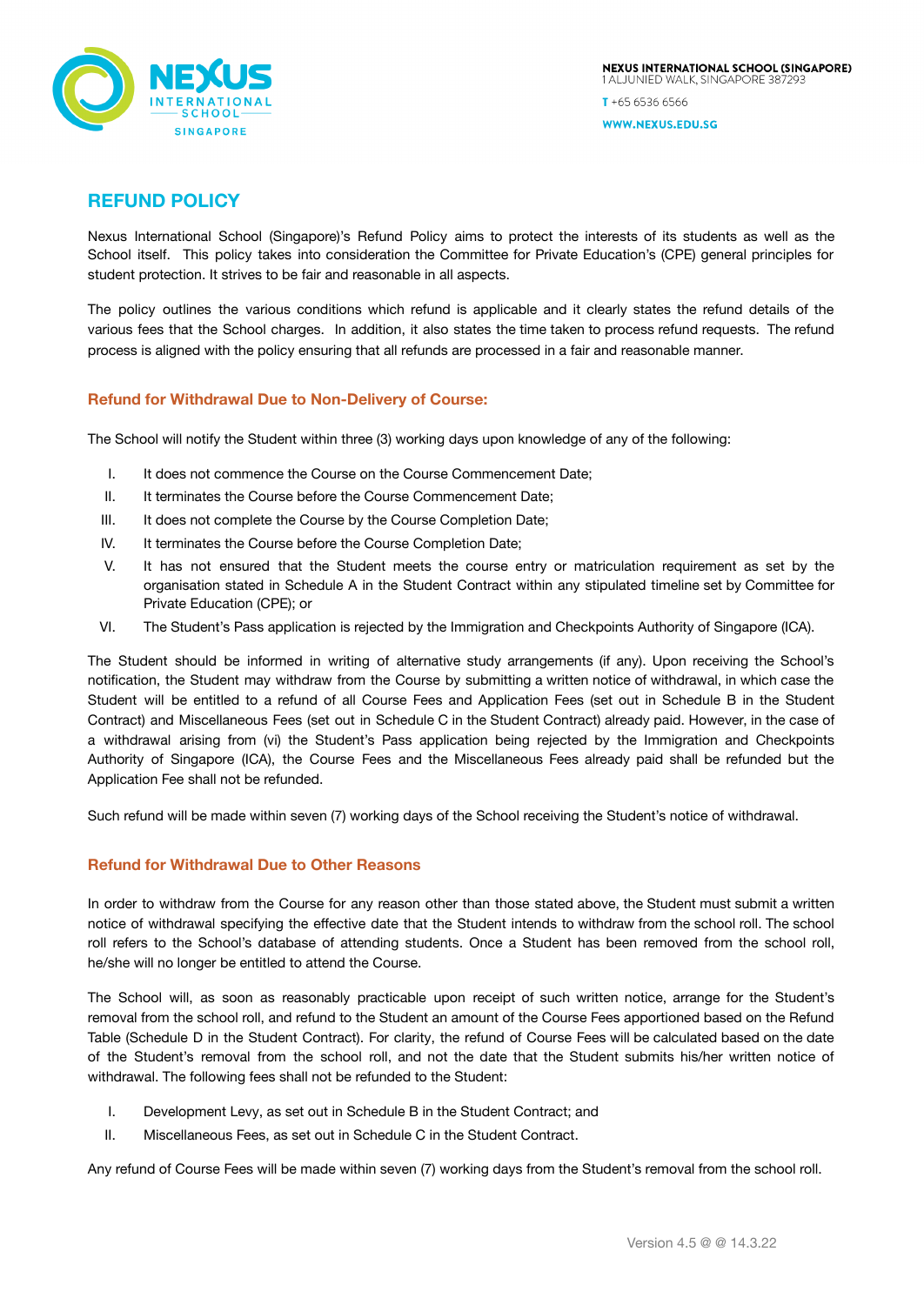NEXUS INTERNATIONAL SCHOOL (SINGAPORE)
1 ALJUNIED WALK, SINGAPORE 387293

T +65 6536 6566

WWW.NEXUS.EDU.SG

## REFUND POLICY

Nexus International School (Singapore)'s Refund Policy aims to protect the interests of its students as well as the School itself. This policy takes into consideration the Committee for Private Education's (CPE) general principles for student protection. It strives to be fair and reasonable in all aspects.

The policy outlines the various conditions which refund is applicable and it clearly states the refund details of the various fees that the School charges. In addition, it also states the time taken to process refund requests. The refund process is aligned with the policy ensuring that all refunds are processed in a fair and reasonable manner.

### Refund for Withdrawal Due to Non-Delivery of Course:

The School will notify the Student within three (3) working days upon knowledge of any of the following:

I. It does not commence the Course on the Course Commencement Date;
II. It terminates the Course before the Course Commencement Date;
III. It does not complete the Course by the Course Completion Date;
IV. It terminates the Course before the Course Completion Date;
V. It has not ensured that the Student meets the course entry or matriculation requirement as set by the organisation stated in Schedule A in the Student Contract within any stipulated timeline set by Committee for Private Education (CPE); or
VI. The Student's Pass application is rejected by the Immigration and Checkpoints Authority of Singapore (ICA).

The Student should be informed in writing of alternative study arrangements (if any). Upon receiving the School's notification, the Student may withdraw from the Course by submitting a written notice of withdrawal, in which case the Student will be entitled to a refund of all Course Fees and Application Fees (set out in Schedule B in the Student Contract) and Miscellaneous Fees (set out in Schedule C in the Student Contract) already paid. However, in the case of a withdrawal arising from (vi) the Student's Pass application being rejected by the Immigration and Checkpoints Authority of Singapore (ICA), the Course Fees and the Miscellaneous Fees already paid shall be refunded but the Application Fee shall not be refunded.

Such refund will be made within seven (7) working days of the School receiving the Student's notice of withdrawal.

### Refund for Withdrawal Due to Other Reasons

In order to withdraw from the Course for any reason other than those stated above, the Student must submit a written notice of withdrawal specifying the effective date that the Student intends to withdraw from the school roll. The school roll refers to the School's database of attending students. Once a Student has been removed from the school roll, he/she will no longer be entitled to attend the Course.

The School will, as soon as reasonably practicable upon receipt of such written notice, arrange for the Student's removal from the school roll, and refund to the Student an amount of the Course Fees apportioned based on the Refund Table (Schedule D in the Student Contract). For clarity, the refund of Course Fees will be calculated based on the date of the Student's removal from the school roll, and not the date that the Student submits his/her written notice of withdrawal. The following fees shall not be refunded to the Student:

I. Development Levy, as set out in Schedule B in the Student Contract; and
II. Miscellaneous Fees, as set out in Schedule C in the Student Contract.

Any refund of Course Fees will be made within seven (7) working days from the Student's removal from the school roll.

Version 4.5 @ @ 14.3.22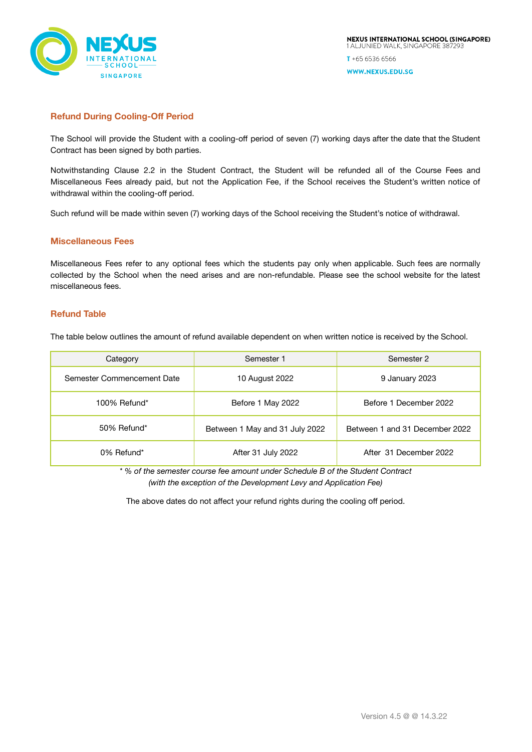## Refund During Cooling-Off Period

The School will provide the Student with a cooling-off period of seven (7) working days after the date that the Student Contract has been signed by both parties.

Notwithstanding Clause 2.2 in the Student Contract, the Student will be refunded all of the Course Fees and Miscellaneous Fees already paid, but not the Application Fee, if the School receives the Student's written notice of withdrawal within the cooling-off period.

Such refund will be made within seven (7) working days of the School receiving the Student's notice of withdrawal.

## Miscellaneous Fees

Miscellaneous Fees refer to any optional fees which the students pay only when applicable. Such fees are normally collected by the School when the need arises and are non-refundable. Please see the school website for the latest miscellaneous fees.

## Refund Table

The table below outlines the amount of refund available dependent on when written notice is received by the School.

| Category | Semester 1 | Semester 2 |
|---|---|---|
| Semester Commencement Date | 10 August 2022 | 9 January 2023 |
| 100% Refund* | Before 1 May 2022 | Before 1 December 2022 |
| 50% Refund* | Between 1 May and 31 July 2022 | Between 1 and 31 December 2022 |
| 0% Refund* | After 31 July 2022 | After 31 December 2022 |

*\* % of the semester course fee amount under Schedule B of the Student Contract (with the exception of the Development Levy and Application Fee)*

The above dates do not affect your refund rights during the cooling off period.

Version 4.5 @ @ 14.3.22